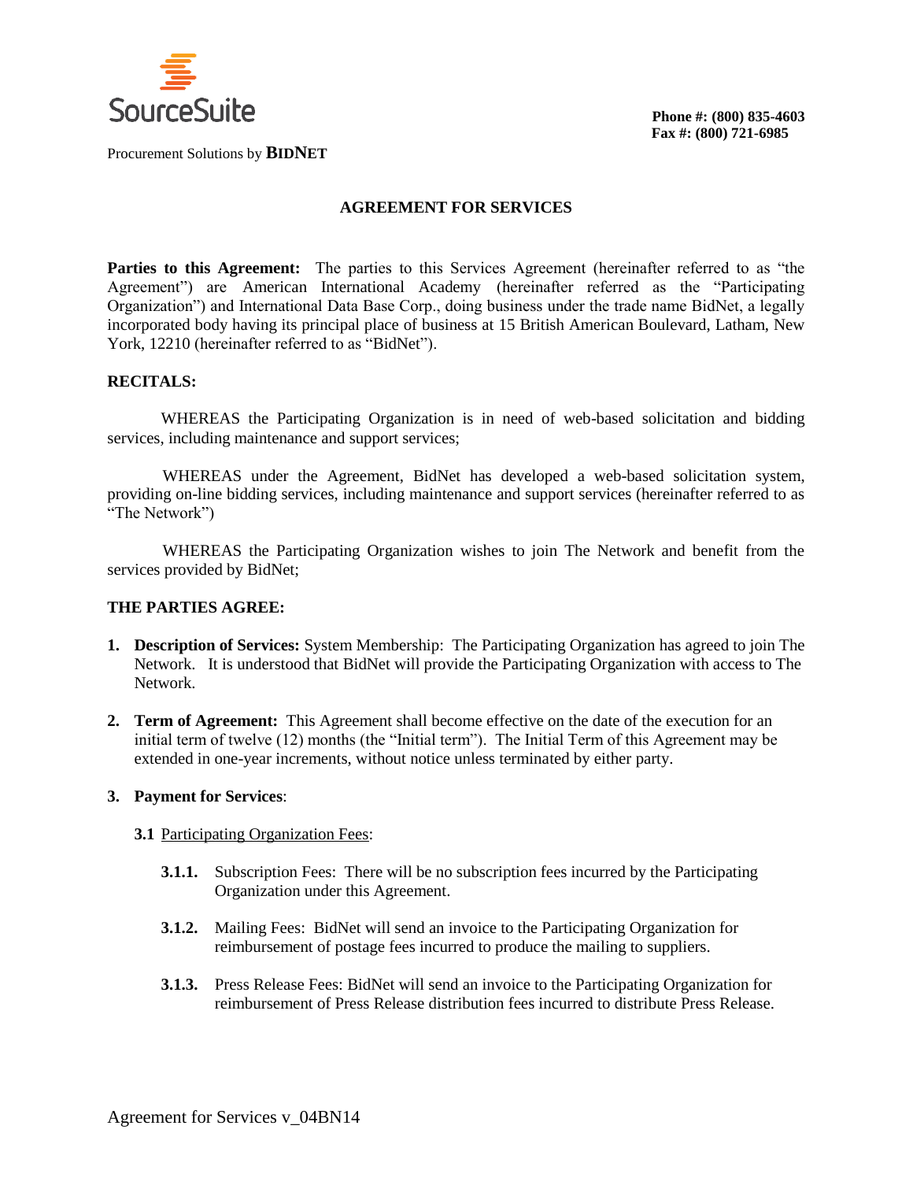SourceSuite

Procurement Solutions by **BIDNET**

**Phone #: (800) 835-4603**
**Fax #: (800) 721-6985**

## AGREEMENT FOR SERVICES

**Parties to this Agreement:** The parties to this Services Agreement (hereinafter referred to as "the Agreement") are American International Academy (hereinafter referred as the "Participating Organization") and International Data Base Corp., doing business under the trade name BidNet, a legally incorporated body having its principal place of business at 15 British American Boulevard, Latham, New York, 12210 (hereinafter referred to as "BidNet").

**RECITALS:**

WHEREAS the Participating Organization is in need of web-based solicitation and bidding services, including maintenance and support services;

WHEREAS under the Agreement, BidNet has developed a web-based solicitation system, providing on-line bidding services, including maintenance and support services (hereinafter referred to as "The Network")

WHEREAS the Participating Organization wishes to join The Network and benefit from the services provided by BidNet;

**THE PARTIES AGREE:**

1. **Description of Services:** System Membership: The Participating Organization has agreed to join The Network. It is understood that BidNet will provide the Participating Organization with access to The Network.

2. **Term of Agreement:** This Agreement shall become effective on the date of the execution for an initial term of twelve (12) months (the "Initial term"). The Initial Term of this Agreement may be extended in one-year increments, without notice unless terminated by either party.

3. **Payment for Services**:

   **3.1** Participating Organization Fees:

   **3.1.1.** Subscription Fees: There will be no subscription fees incurred by the Participating Organization under this Agreement.

   **3.1.2.** Mailing Fees: BidNet will send an invoice to the Participating Organization for reimbursement of postage fees incurred to produce the mailing to suppliers.

   **3.1.3.** Press Release Fees: BidNet will send an invoice to the Participating Organization for reimbursement of Press Release distribution fees incurred to distribute Press Release.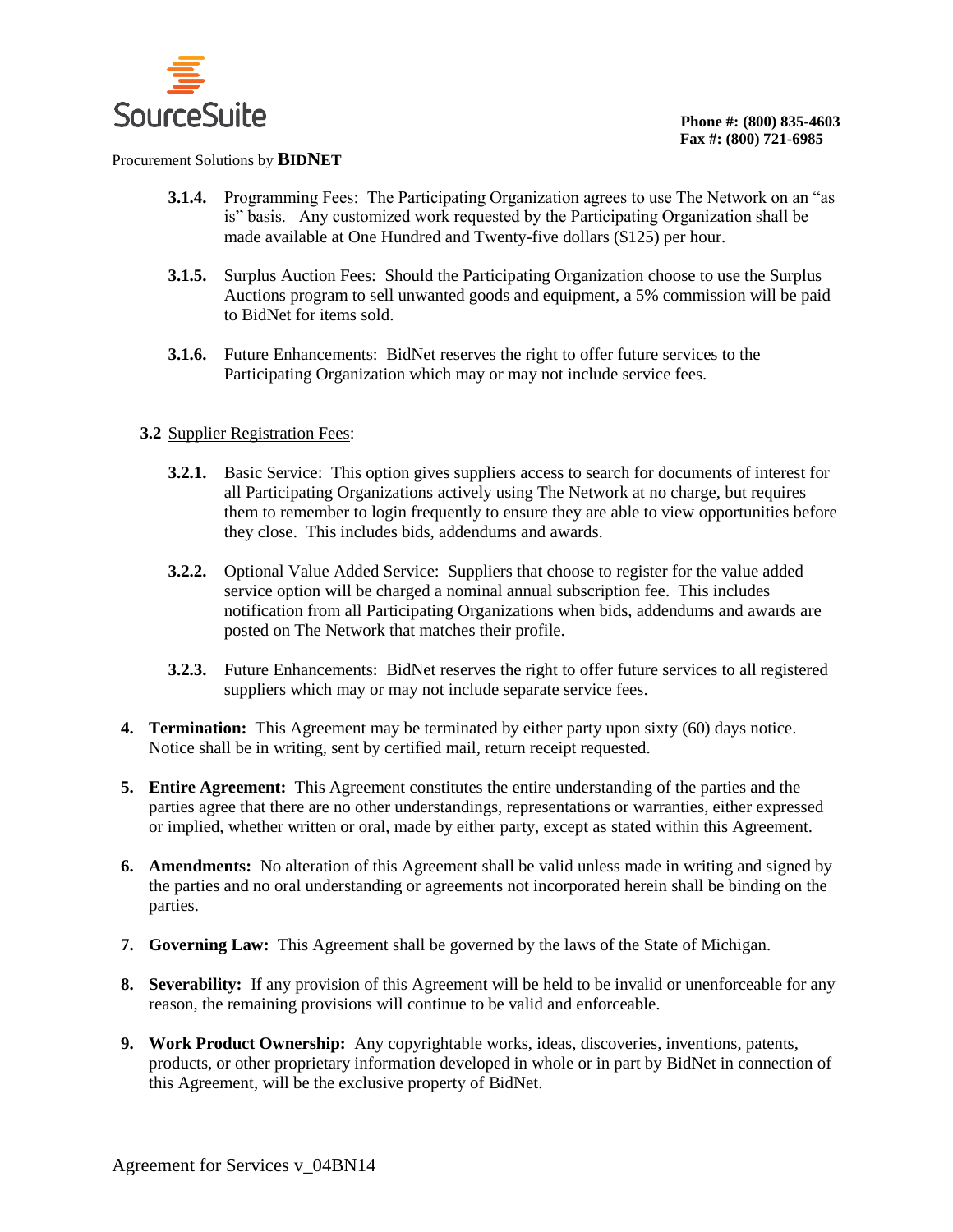**3.1.4.** Programming Fees: The Participating Organization agrees to use The Network on an "as is" basis. Any customized work requested by the Participating Organization shall be made available at One Hundred and Twenty-five dollars ($125) per hour.

**3.1.5.** Surplus Auction Fees: Should the Participating Organization choose to use the Surplus Auctions program to sell unwanted goods and equipment, a 5% commission will be paid to BidNet for items sold.

**3.1.6.** Future Enhancements: BidNet reserves the right to offer future services to the Participating Organization which may or may not include service fees.

**3.2** Supplier Registration Fees:

**3.2.1.** Basic Service: This option gives suppliers access to search for documents of interest for all Participating Organizations actively using The Network at no charge, but requires them to remember to login frequently to ensure they are able to view opportunities before they close. This includes bids, addendums and awards.

**3.2.2.** Optional Value Added Service: Suppliers that choose to register for the value added service option will be charged a nominal annual subscription fee. This includes notification from all Participating Organizations when bids, addendums and awards are posted on The Network that matches their profile.

**3.2.3.** Future Enhancements: BidNet reserves the right to offer future services to all registered suppliers which may or may not include separate service fees.

4. **Termination:** This Agreement may be terminated by either party upon sixty (60) days notice. Notice shall be in writing, sent by certified mail, return receipt requested.

5. **Entire Agreement:** This Agreement constitutes the entire understanding of the parties and the parties agree that there are no other understandings, representations or warranties, either expressed or implied, whether written or oral, made by either party, except as stated within this Agreement.

6. **Amendments:** No alteration of this Agreement shall be valid unless made in writing and signed by the parties and no oral understanding or agreements not incorporated herein shall be binding on the parties.

7. **Governing Law:** This Agreement shall be governed by the laws of the State of Michigan.

8. **Severability:** If any provision of this Agreement will be held to be invalid or unenforceable for any reason, the remaining provisions will continue to be valid and enforceable.

9. **Work Product Ownership:** Any copyrightable works, ideas, discoveries, inventions, patents, products, or other proprietary information developed in whole or in part by BidNet in connection of this Agreement, will be the exclusive property of BidNet.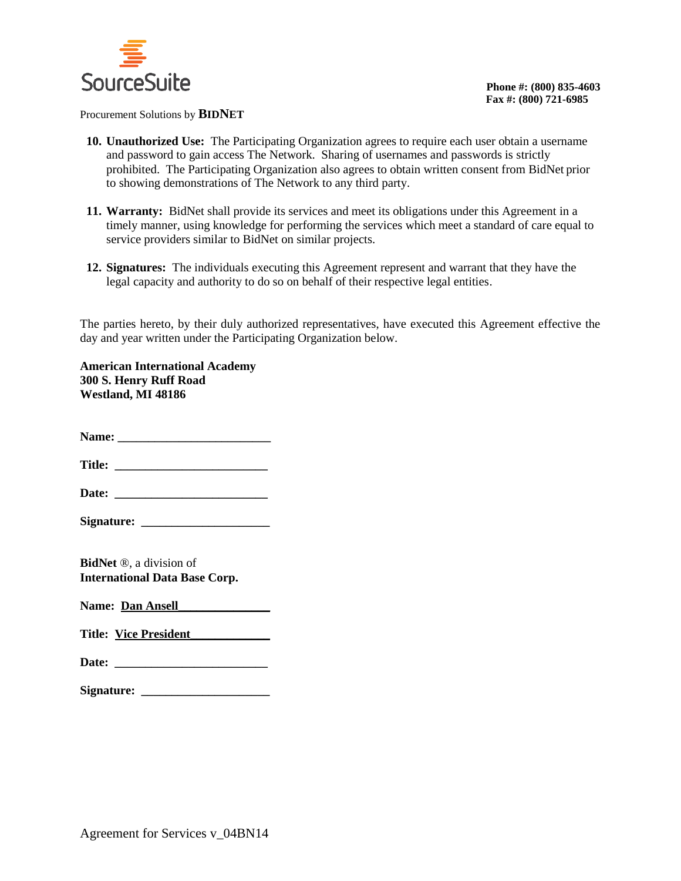10. **Unauthorized Use:** The Participating Organization agrees to require each user obtain a username and password to gain access The Network. Sharing of usernames and passwords is strictly prohibited. The Participating Organization also agrees to obtain written consent from BidNet prior to showing demonstrations of The Network to any third party.

11. **Warranty:** BidNet shall provide its services and meet its obligations under this Agreement in a timely manner, using knowledge for performing the services which meet a standard of care equal to service providers similar to BidNet on similar projects.

12. **Signatures:** The individuals executing this Agreement represent and warrant that they have the legal capacity and authority to do so on behalf of their respective legal entities.

The parties hereto, by their duly authorized representatives, have executed this Agreement effective the day and year written under the Participating Organization below.

**American International Academy**
**300 S. Henry Ruff Road**
**Westland, MI 48186**

**Name:** _________________________

**Title:** _________________________

**Date:** _________________________

**Signature:** _____________________

**BidNet** ®, a division of
**International Data Base Corp.**

**Name:** **Dan Ansell**_______________

**Title:** **Vice President**_____________

**Date:** _________________________

**Signature:** _____________________